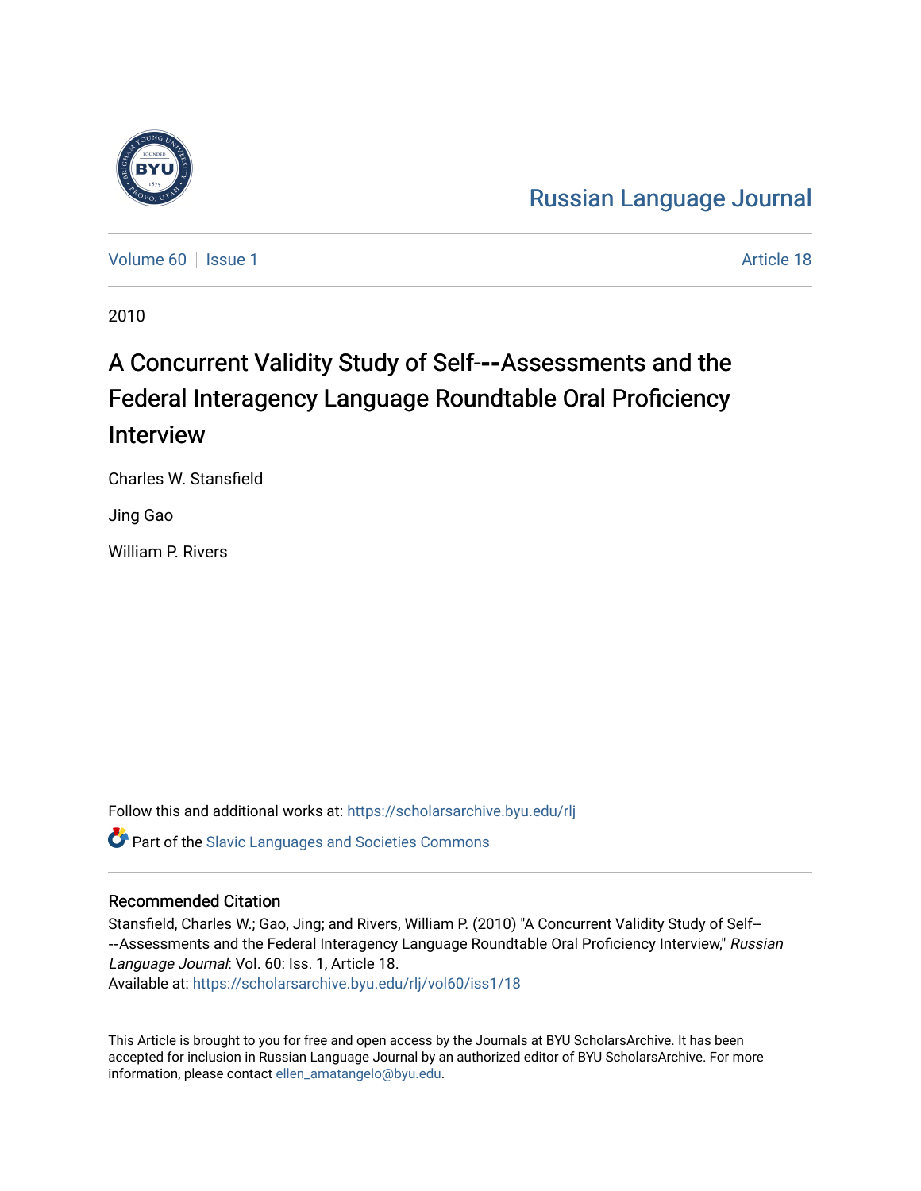Russian Language Journal

Volume 60 | Issue 1 | Article 18

2010

# A Concurrent Validity Study of Self---Assessments and the Federal Interagency Language Roundtable Oral Proficiency Interview

Charles W. Stansfield

Jing Gao

William P. Rivers

Follow this and additional works at: https://scholarsarchive.byu.edu/rlj

Part of the Slavic Languages and Societies Commons

## Recommended Citation

Stansfield, Charles W.; Gao, Jing; and Rivers, William P. (2010) "A Concurrent Validity Study of Self----Assessments and the Federal Interagency Language Roundtable Oral Proficiency Interview," *Russian Language Journal*: Vol. 60: Iss. 1, Article 18.
Available at: https://scholarsarchive.byu.edu/rlj/vol60/iss1/18

This Article is brought to you for free and open access by the Journals at BYU ScholarsArchive. It has been accepted for inclusion in Russian Language Journal by an authorized editor of BYU ScholarsArchive. For more information, please contact ellen_amatangelo@byu.edu.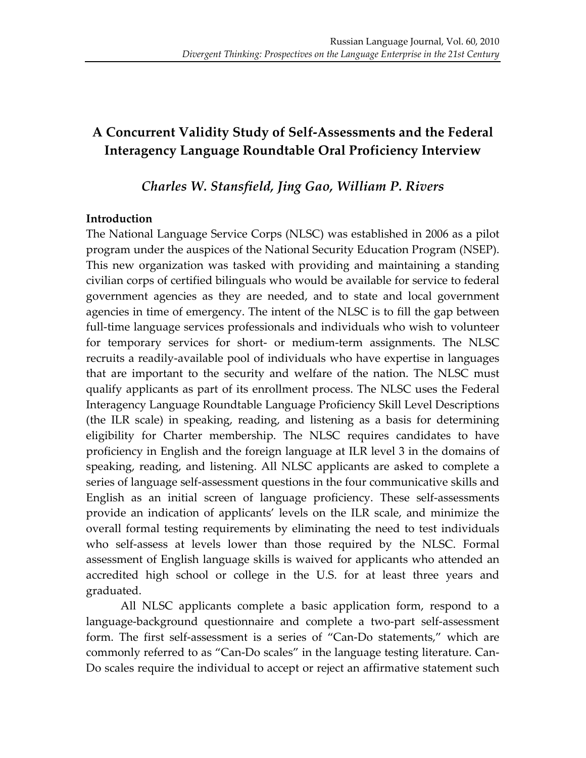# A Concurrent Validity Study of Self-Assessments and the Federal Interagency Language Roundtable Oral Proficiency Interview

*Charles W. Stansfield, Jing Gao, William P. Rivers*

**Introduction**

The National Language Service Corps (NLSC) was established in 2006 as a pilot program under the auspices of the National Security Education Program (NSEP). This new organization was tasked with providing and maintaining a standing civilian corps of certified bilinguals who would be available for service to federal government agencies as they are needed, and to state and local government agencies in time of emergency. The intent of the NLSC is to fill the gap between full-time language services professionals and individuals who wish to volunteer for temporary services for short- or medium-term assignments. The NLSC recruits a readily-available pool of individuals who have expertise in languages that are important to the security and welfare of the nation. The NLSC must qualify applicants as part of its enrollment process. The NLSC uses the Federal Interagency Language Roundtable Language Proficiency Skill Level Descriptions (the ILR scale) in speaking, reading, and listening as a basis for determining eligibility for Charter membership. The NLSC requires candidates to have proficiency in English and the foreign language at ILR level 3 in the domains of speaking, reading, and listening. All NLSC applicants are asked to complete a series of language self-assessment questions in the four communicative skills and English as an initial screen of language proficiency. These self-assessments provide an indication of applicants' levels on the ILR scale, and minimize the overall formal testing requirements by eliminating the need to test individuals who self-assess at levels lower than those required by the NLSC. Formal assessment of English language skills is waived for applicants who attended an accredited high school or college in the U.S. for at least three years and graduated.

All NLSC applicants complete a basic application form, respond to a language-background questionnaire and complete a two-part self-assessment form. The first self-assessment is a series of "Can-Do statements," which are commonly referred to as "Can-Do scales" in the language testing literature. Can-Do scales require the individual to accept or reject an affirmative statement such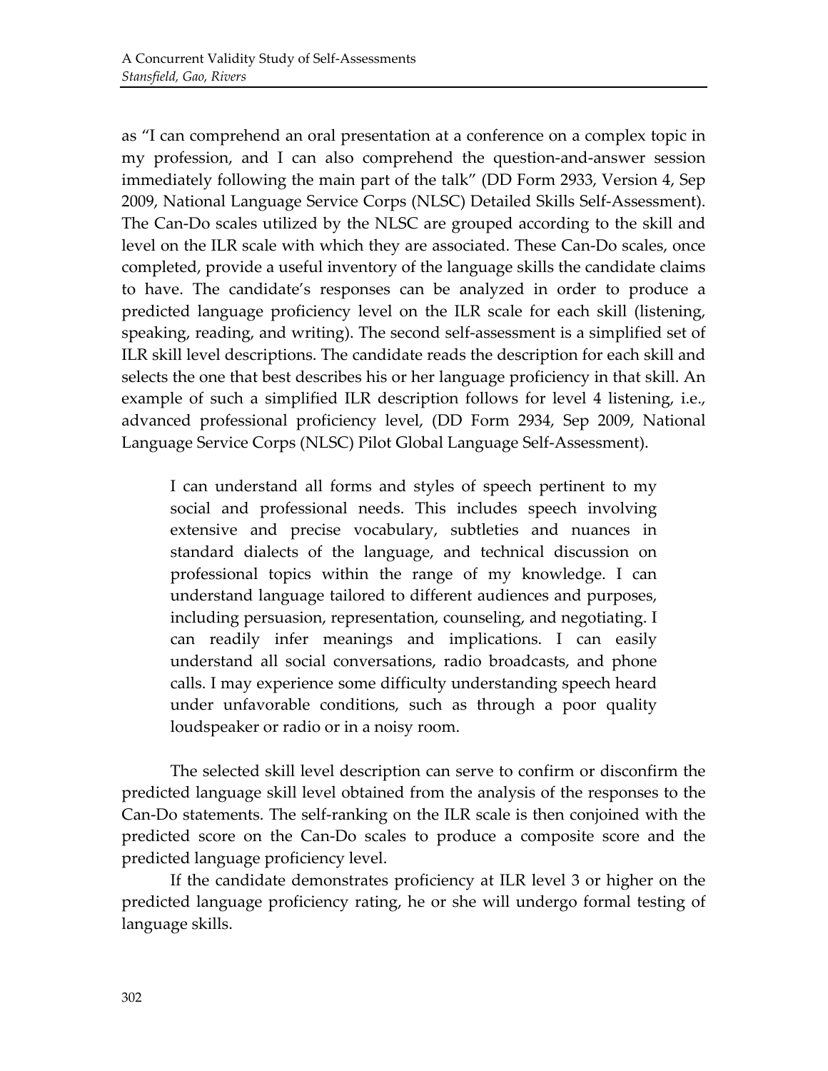as "I can comprehend an oral presentation at a conference on a complex topic in my profession, and I can also comprehend the question-and-answer session immediately following the main part of the talk" (DD Form 2933, Version 4, Sep 2009, National Language Service Corps (NLSC) Detailed Skills Self-Assessment). The Can-Do scales utilized by the NLSC are grouped according to the skill and level on the ILR scale with which they are associated. These Can-Do scales, once completed, provide a useful inventory of the language skills the candidate claims to have. The candidate's responses can be analyzed in order to produce a predicted language proficiency level on the ILR scale for each skill (listening, speaking, reading, and writing). The second self-assessment is a simplified set of ILR skill level descriptions. The candidate reads the description for each skill and selects the one that best describes his or her language proficiency in that skill. An example of such a simplified ILR description follows for level 4 listening, i.e., advanced professional proficiency level, (DD Form 2934, Sep 2009, National Language Service Corps (NLSC) Pilot Global Language Self-Assessment).

> I can understand all forms and styles of speech pertinent to my social and professional needs. This includes speech involving extensive and precise vocabulary, subtleties and nuances in standard dialects of the language, and technical discussion on professional topics within the range of my knowledge. I can understand language tailored to different audiences and purposes, including persuasion, representation, counseling, and negotiating. I can readily infer meanings and implications. I can easily understand all social conversations, radio broadcasts, and phone calls. I may experience some difficulty understanding speech heard under unfavorable conditions, such as through a poor quality loudspeaker or radio or in a noisy room.

The selected skill level description can serve to confirm or disconfirm the predicted language skill level obtained from the analysis of the responses to the Can-Do statements. The self-ranking on the ILR scale is then conjoined with the predicted score on the Can-Do scales to produce a composite score and the predicted language proficiency level.

If the candidate demonstrates proficiency at ILR level 3 or higher on the predicted language proficiency rating, he or she will undergo formal testing of language skills.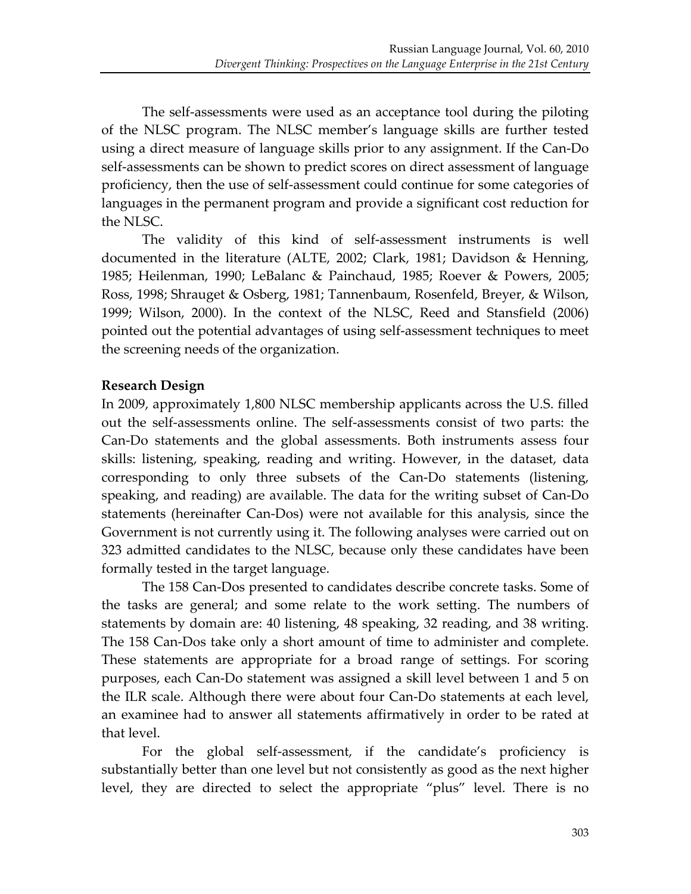The self-assessments were used as an acceptance tool during the piloting of the NLSC program. The NLSC member's language skills are further tested using a direct measure of language skills prior to any assignment. If the Can-Do self-assessments can be shown to predict scores on direct assessment of language proficiency, then the use of self-assessment could continue for some categories of languages in the permanent program and provide a significant cost reduction for the NLSC.

The validity of this kind of self-assessment instruments is well documented in the literature (ALTE, 2002; Clark, 1981; Davidson & Henning, 1985; Heilenman, 1990; LeBalanc & Painchaud, 1985; Roever & Powers, 2005; Ross, 1998; Shrauget & Osberg, 1981; Tannenbaum, Rosenfeld, Breyer, & Wilson, 1999; Wilson, 2000). In the context of the NLSC, Reed and Stansfield (2006) pointed out the potential advantages of using self-assessment techniques to meet the screening needs of the organization.

**Research Design**

In 2009, approximately 1,800 NLSC membership applicants across the U.S. filled out the self-assessments online. The self-assessments consist of two parts: the Can-Do statements and the global assessments. Both instruments assess four skills: listening, speaking, reading and writing. However, in the dataset, data corresponding to only three subsets of the Can-Do statements (listening, speaking, and reading) are available. The data for the writing subset of Can-Do statements (hereinafter Can-Dos) were not available for this analysis, since the Government is not currently using it. The following analyses were carried out on 323 admitted candidates to the NLSC, because only these candidates have been formally tested in the target language.

The 158 Can-Dos presented to candidates describe concrete tasks. Some of the tasks are general; and some relate to the work setting. The numbers of statements by domain are: 40 listening, 48 speaking, 32 reading, and 38 writing. The 158 Can-Dos take only a short amount of time to administer and complete. These statements are appropriate for a broad range of settings. For scoring purposes, each Can-Do statement was assigned a skill level between 1 and 5 on the ILR scale. Although there were about four Can-Do statements at each level, an examinee had to answer all statements affirmatively in order to be rated at that level.

For the global self-assessment, if the candidate's proficiency is substantially better than one level but not consistently as good as the next higher level, they are directed to select the appropriate "plus" level. There is no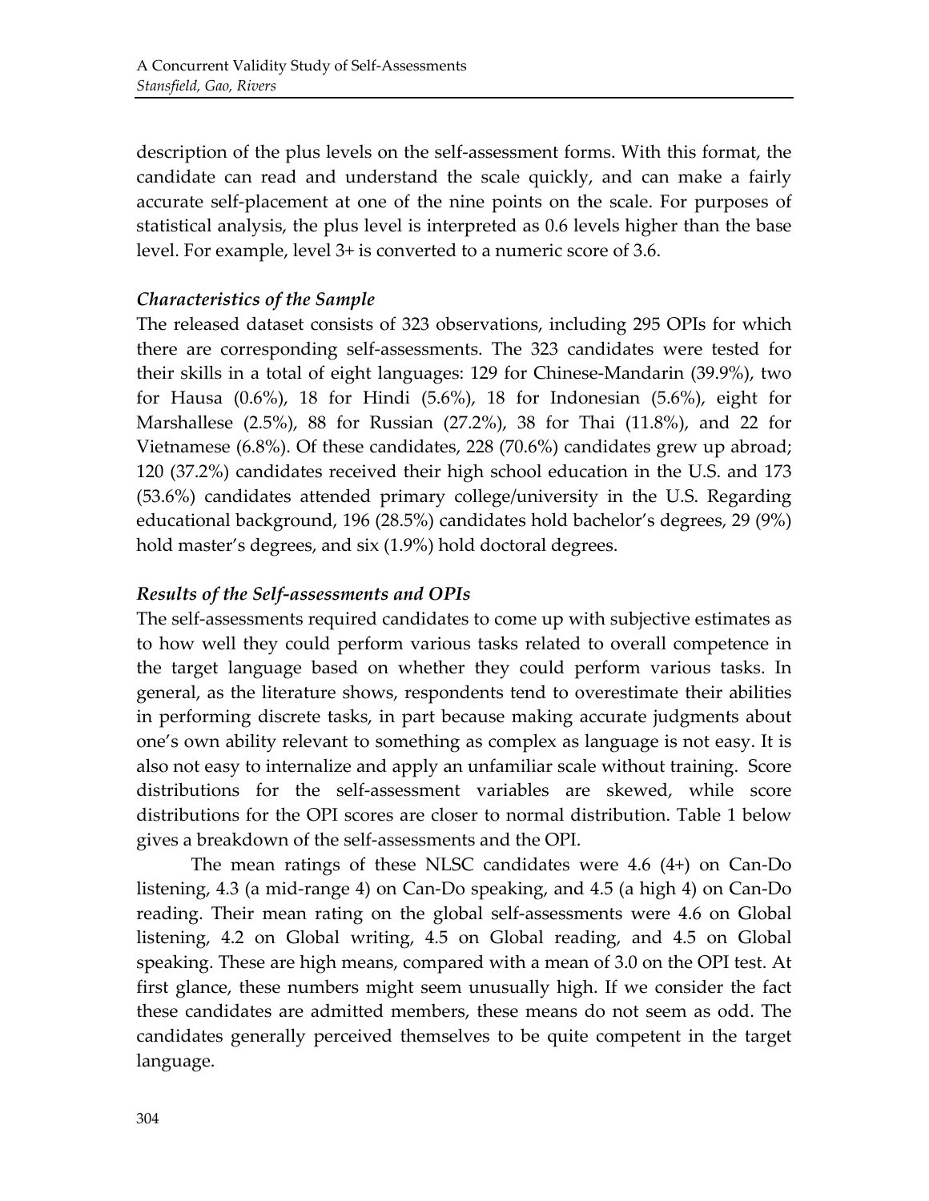description of the plus levels on the self-assessment forms. With this format, the candidate can read and understand the scale quickly, and can make a fairly accurate self-placement at one of the nine points on the scale. For purposes of statistical analysis, the plus level is interpreted as 0.6 levels higher than the base level. For example, level 3+ is converted to a numeric score of 3.6.

### *Characteristics of the Sample*

The released dataset consists of 323 observations, including 295 OPIs for which there are corresponding self-assessments. The 323 candidates were tested for their skills in a total of eight languages: 129 for Chinese-Mandarin (39.9%), two for Hausa (0.6%), 18 for Hindi (5.6%), 18 for Indonesian (5.6%), eight for Marshallese (2.5%), 88 for Russian (27.2%), 38 for Thai (11.8%), and 22 for Vietnamese (6.8%). Of these candidates, 228 (70.6%) candidates grew up abroad; 120 (37.2%) candidates received their high school education in the U.S. and 173 (53.6%) candidates attended primary college/university in the U.S. Regarding educational background, 196 (28.5%) candidates hold bachelor's degrees, 29 (9%) hold master's degrees, and six (1.9%) hold doctoral degrees.

### *Results of the Self-assessments and OPIs*

The self-assessments required candidates to come up with subjective estimates as to how well they could perform various tasks related to overall competence in the target language based on whether they could perform various tasks. In general, as the literature shows, respondents tend to overestimate their abilities in performing discrete tasks, in part because making accurate judgments about one's own ability relevant to something as complex as language is not easy. It is also not easy to internalize and apply an unfamiliar scale without training. Score distributions for the self-assessment variables are skewed, while score distributions for the OPI scores are closer to normal distribution. Table 1 below gives a breakdown of the self-assessments and the OPI.

The mean ratings of these NLSC candidates were 4.6 (4+) on Can-Do listening, 4.3 (a mid-range 4) on Can-Do speaking, and 4.5 (a high 4) on Can-Do reading. Their mean rating on the global self-assessments were 4.6 on Global listening, 4.2 on Global writing, 4.5 on Global reading, and 4.5 on Global speaking. These are high means, compared with a mean of 3.0 on the OPI test. At first glance, these numbers might seem unusually high. If we consider the fact these candidates are admitted members, these means do not seem as odd. The candidates generally perceived themselves to be quite competent in the target language.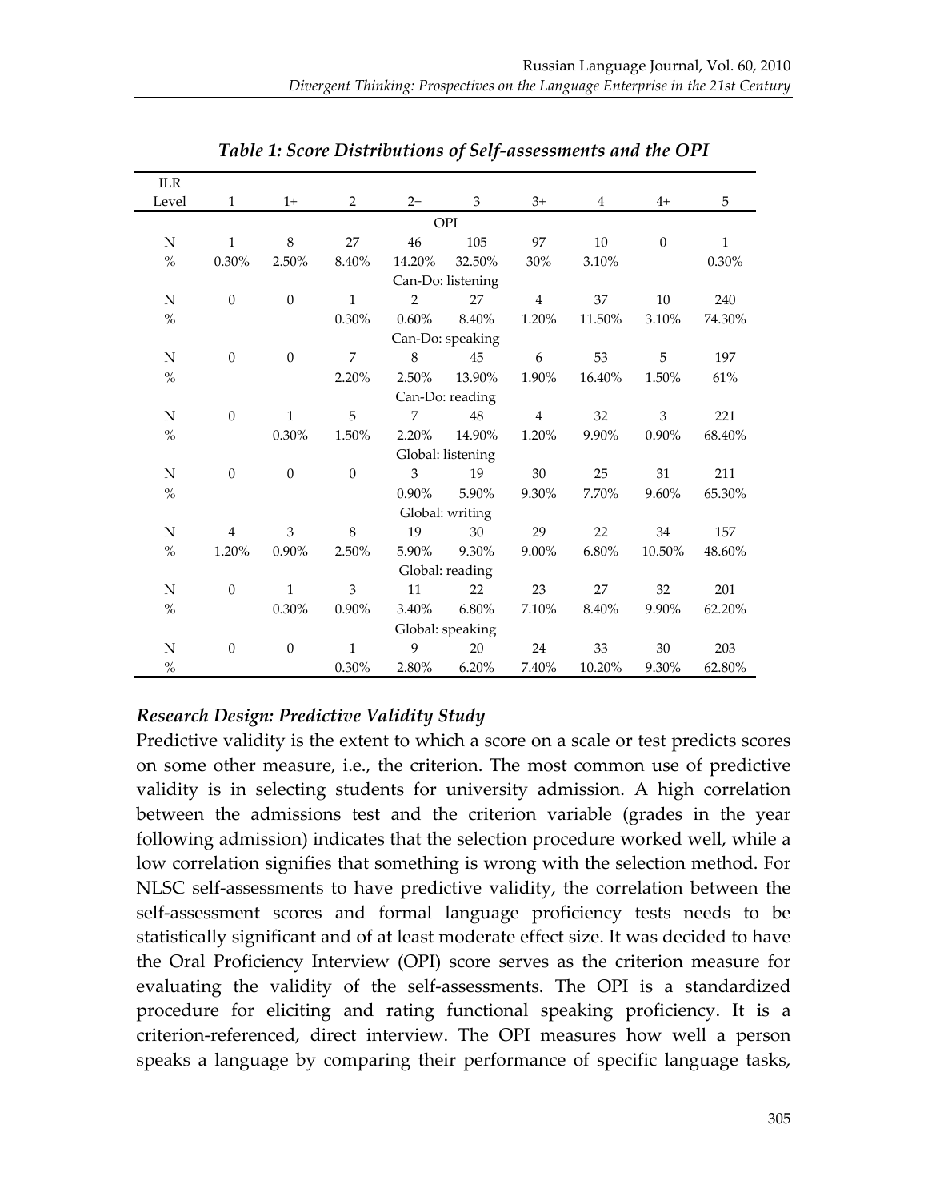*Table 1: Score Distributions of Self-assessments and the OPI*

| ILR Level | 1 | 1+ | 2 | 2+ | 3 | 3+ | 4 | 4+ | 5 |
|---|---|---|---|---|---|---|---|---|---|
| | | | | | OPI | | | | |
| N | 1 | 8 | 27 | 46 | 105 | 97 | 10 | 0 | 1 |
| % | 0.30% | 2.50% | 8.40% | 14.20% | 32.50% | 30% | 3.10% | | 0.30% |
| | | | | | Can-Do: listening | | | | |
| N | 0 | 0 | 1 | 2 | 27 | 4 | 37 | 10 | 240 |
| % | | | 0.30% | 0.60% | 8.40% | 1.20% | 11.50% | 3.10% | 74.30% |
| | | | | | Can-Do: speaking | | | | |
| N | 0 | 0 | 7 | 8 | 45 | 6 | 53 | 5 | 197 |
| % | | | 2.20% | 2.50% | 13.90% | 1.90% | 16.40% | 1.50% | 61% |
| | | | | | Can-Do: reading | | | | |
| N | 0 | 1 | 5 | 7 | 48 | 4 | 32 | 3 | 221 |
| % | | 0.30% | 1.50% | 2.20% | 14.90% | 1.20% | 9.90% | 0.90% | 68.40% |
| | | | | | Global: listening | | | | |
| N | 0 | 0 | 0 | 3 | 19 | 30 | 25 | 31 | 211 |
| % | | | | 0.90% | 5.90% | 9.30% | 7.70% | 9.60% | 65.30% |
| | | | | | Global: writing | | | | |
| N | 4 | 3 | 8 | 19 | 30 | 29 | 22 | 34 | 157 |
| % | 1.20% | 0.90% | 2.50% | 5.90% | 9.30% | 9.00% | 6.80% | 10.50% | 48.60% |
| | | | | | Global: reading | | | | |
| N | 0 | 1 | 3 | 11 | 22 | 23 | 27 | 32 | 201 |
| % | | 0.30% | 0.90% | 3.40% | 6.80% | 7.10% | 8.40% | 9.90% | 62.20% |
| | | | | | Global: speaking | | | | |
| N | 0 | 0 | 1 | 9 | 20 | 24 | 33 | 30 | 203 |
| % | | | 0.30% | 2.80% | 6.20% | 7.40% | 10.20% | 9.30% | 62.80% |

### *Research Design: Predictive Validity Study*

Predictive validity is the extent to which a score on a scale or test predicts scores on some other measure, i.e., the criterion. The most common use of predictive validity is in selecting students for university admission. A high correlation between the admissions test and the criterion variable (grades in the year following admission) indicates that the selection procedure worked well, while a low correlation signifies that something is wrong with the selection method. For NLSC self-assessments to have predictive validity, the correlation between the self-assessment scores and formal language proficiency tests needs to be statistically significant and of at least moderate effect size. It was decided to have the Oral Proficiency Interview (OPI) score serves as the criterion measure for evaluating the validity of the self-assessments. The OPI is a standardized procedure for eliciting and rating functional speaking proficiency. It is a criterion-referenced, direct interview. The OPI measures how well a person speaks a language by comparing their performance of specific language tasks,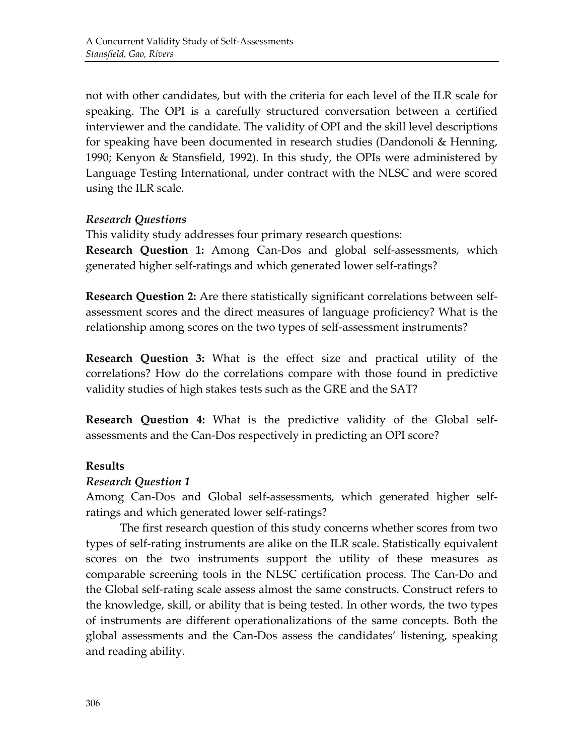not with other candidates, but with the criteria for each level of the ILR scale for speaking. The OPI is a carefully structured conversation between a certified interviewer and the candidate. The validity of OPI and the skill level descriptions for speaking have been documented in research studies (Dandonoli & Henning, 1990; Kenyon & Stansfield, 1992). In this study, the OPIs were administered by Language Testing International, under contract with the NLSC and were scored using the ILR scale.

### *Research Questions*

This validity study addresses four primary research questions:

**Research Question 1:** Among Can-Dos and global self-assessments, which generated higher self-ratings and which generated lower self-ratings?

**Research Question 2:** Are there statistically significant correlations between self-assessment scores and the direct measures of language proficiency? What is the relationship among scores on the two types of self-assessment instruments?

**Research Question 3:** What is the effect size and practical utility of the correlations? How do the correlations compare with those found in predictive validity studies of high stakes tests such as the GRE and the SAT?

**Research Question 4:** What is the predictive validity of the Global self-assessments and the Can-Dos respectively in predicting an OPI score?

## Results

### *Research Question 1*

Among Can-Dos and Global self-assessments, which generated higher self-ratings and which generated lower self-ratings?

The first research question of this study concerns whether scores from two types of self-rating instruments are alike on the ILR scale. Statistically equivalent scores on the two instruments support the utility of these measures as comparable screening tools in the NLSC certification process. The Can-Do and the Global self-rating scale assess almost the same constructs. Construct refers to the knowledge, skill, or ability that is being tested. In other words, the two types of instruments are different operationalizations of the same concepts. Both the global assessments and the Can-Dos assess the candidates' listening, speaking and reading ability.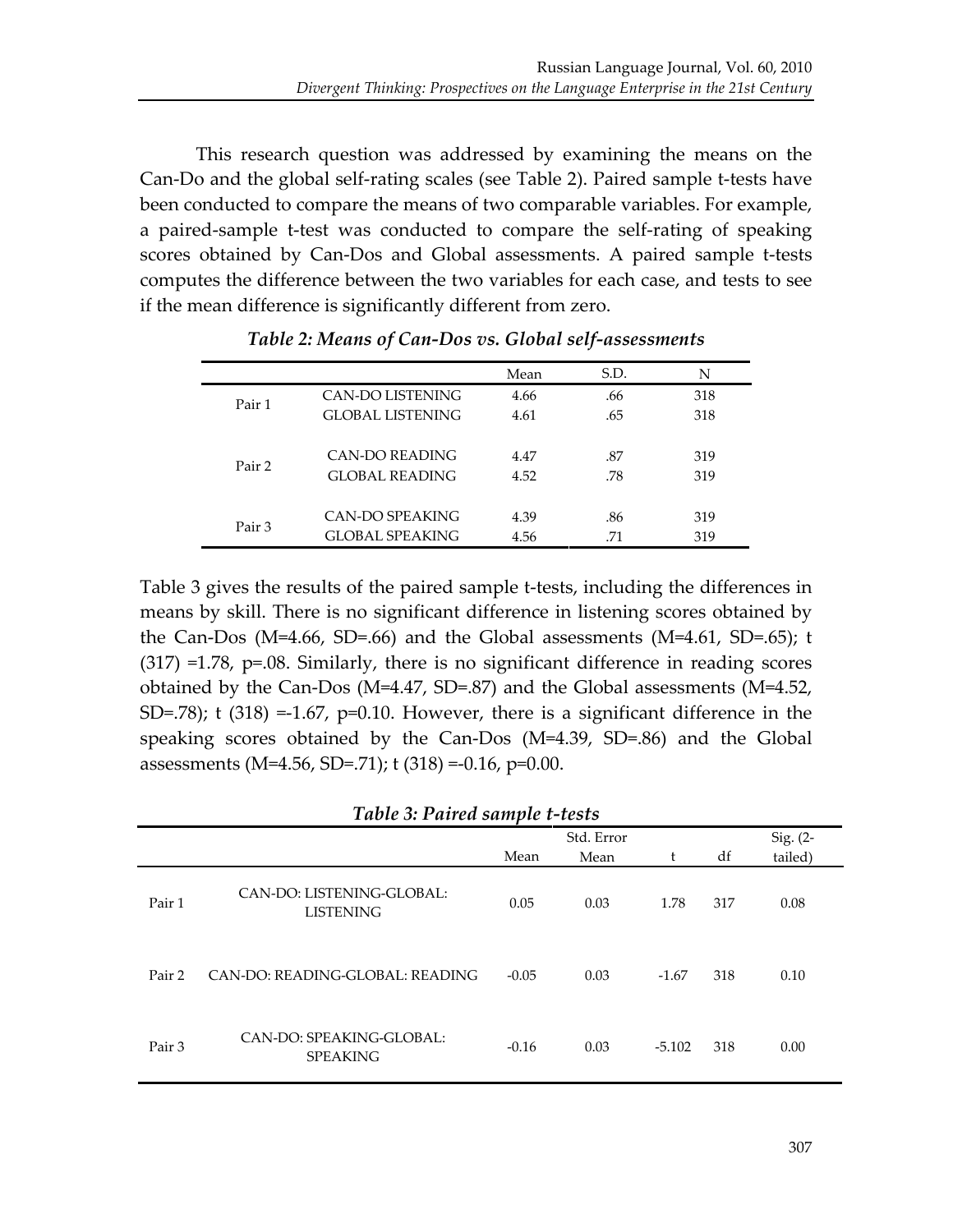This research question was addressed by examining the means on the Can-Do and the global self-rating scales (see Table 2). Paired sample t-tests have been conducted to compare the means of two comparable variables. For example, a paired-sample t-test was conducted to compare the self-rating of speaking scores obtained by Can-Dos and Global assessments. A paired sample t-tests computes the difference between the two variables for each case, and tests to see if the mean difference is significantly different from zero.

***Table 2: Means of Can-Dos vs. Global self-assessments***

| | | Mean | S.D. | N |
|---|---|---|---|---|
| Pair 1 | CAN-DO LISTENING | 4.66 | .66 | 318 |
| | GLOBAL LISTENING | 4.61 | .65 | 318 |
| Pair 2 | CAN-DO READING | 4.47 | .87 | 319 |
| | GLOBAL READING | 4.52 | .78 | 319 |
| Pair 3 | CAN-DO SPEAKING | 4.39 | .86 | 319 |
| | GLOBAL SPEAKING | 4.56 | .71 | 319 |

Table 3 gives the results of the paired sample t-tests, including the differences in means by skill. There is no significant difference in listening scores obtained by the Can-Dos (M=4.66, SD=.66) and the Global assessments (M=4.61, SD=.65); t (317) =1.78, p=.08. Similarly, there is no significant difference in reading scores obtained by the Can-Dos (M=4.47, SD=.87) and the Global assessments (M=4.52, SD=.78); t (318) =-1.67, p=0.10. However, there is a significant difference in the speaking scores obtained by the Can-Dos (M=4.39, SD=.86) and the Global assessments (M=4.56, SD=.71); t (318) =-0.16, p=0.00.

***Table 3: Paired sample t-tests***

| | | Mean | Std. Error Mean | t | df | Sig. (2-tailed) |
|---|---|---|---|---|---|---|
| Pair 1 | CAN-DO: LISTENING-GLOBAL: LISTENING | 0.05 | 0.03 | 1.78 | 317 | 0.08 |
| Pair 2 | CAN-DO: READING-GLOBAL: READING | -0.05 | 0.03 | -1.67 | 318 | 0.10 |
| Pair 3 | CAN-DO: SPEAKING-GLOBAL: SPEAKING | -0.16 | 0.03 | -5.102 | 318 | 0.00 |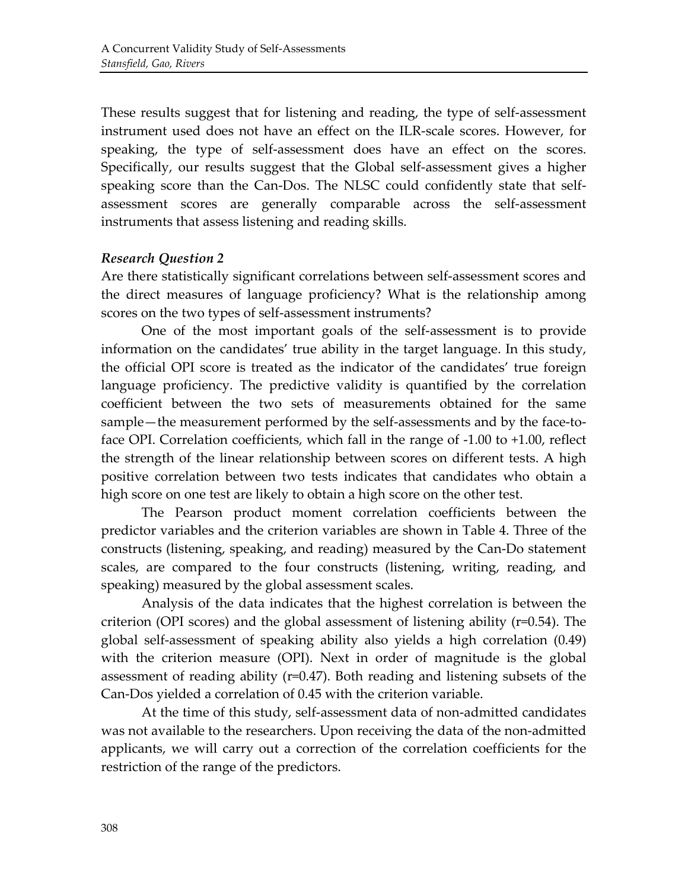These results suggest that for listening and reading, the type of self-assessment instrument used does not have an effect on the ILR-scale scores. However, for speaking, the type of self-assessment does have an effect on the scores. Specifically, our results suggest that the Global self-assessment gives a higher speaking score than the Can-Dos. The NLSC could confidently state that self-assessment scores are generally comparable across the self-assessment instruments that assess listening and reading skills.

### *Research Question 2*

Are there statistically significant correlations between self-assessment scores and the direct measures of language proficiency? What is the relationship among scores on the two types of self-assessment instruments?

One of the most important goals of the self-assessment is to provide information on the candidates' true ability in the target language. In this study, the official OPI score is treated as the indicator of the candidates' true foreign language proficiency. The predictive validity is quantified by the correlation coefficient between the two sets of measurements obtained for the same sample—the measurement performed by the self-assessments and by the face-to-face OPI. Correlation coefficients, which fall in the range of -1.00 to +1.00, reflect the strength of the linear relationship between scores on different tests. A high positive correlation between two tests indicates that candidates who obtain a high score on one test are likely to obtain a high score on the other test.

The Pearson product moment correlation coefficients between the predictor variables and the criterion variables are shown in Table 4. Three of the constructs (listening, speaking, and reading) measured by the Can-Do statement scales, are compared to the four constructs (listening, writing, reading, and speaking) measured by the global assessment scales.

Analysis of the data indicates that the highest correlation is between the criterion (OPI scores) and the global assessment of listening ability ($r=0.54$). The global self-assessment of speaking ability also yields a high correlation (0.49) with the criterion measure (OPI). Next in order of magnitude is the global assessment of reading ability ($r=0.47$). Both reading and listening subsets of the Can-Dos yielded a correlation of 0.45 with the criterion variable.

At the time of this study, self-assessment data of non-admitted candidates was not available to the researchers. Upon receiving the data of the non-admitted applicants, we will carry out a correction of the correlation coefficients for the restriction of the range of the predictors.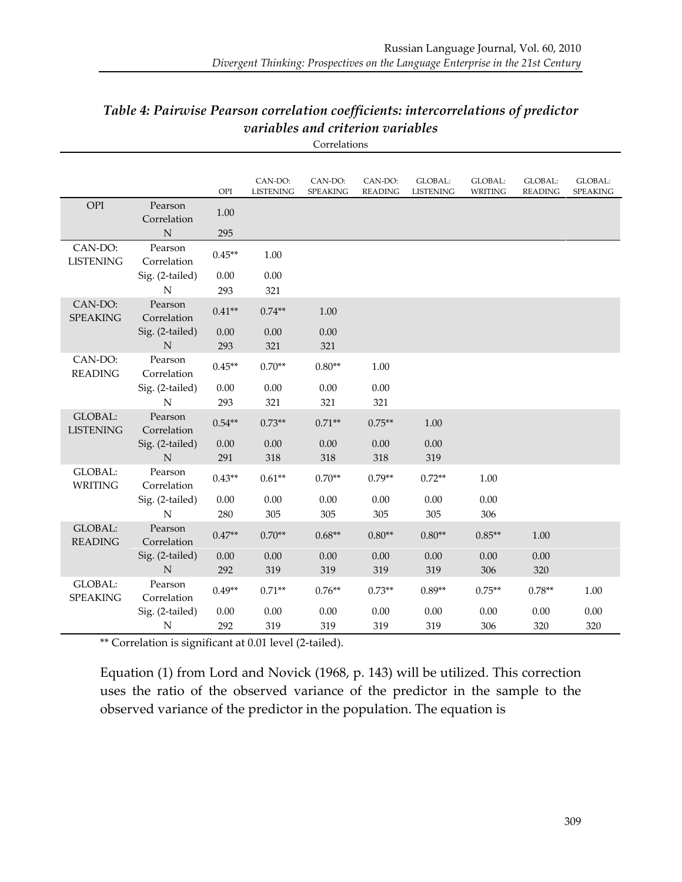### *Table 4: Pairwise Pearson correlation coefficients: intercorrelations of predictor variables and criterion variables*

Correlations

| | | OPI | CAN-DO: LISTENING | CAN-DO: SPEAKING | CAN-DO: READING | GLOBAL: LISTENING | GLOBAL: WRITING | GLOBAL: READING | GLOBAL: SPEAKING |
|---|---|---|---|---|---|---|---|---|---|
| OPI | Pearson Correlation | 1.00 | | | | | | | |
| | N | 295 | | | | | | | |
| CAN-DO: LISTENING | Pearson Correlation | 0.45** | 1.00 | | | | | | |
| | Sig. (2-tailed) | 0.00 | 0.00 | | | | | | |
| | N | 293 | 321 | | | | | | |
| CAN-DO: SPEAKING | Pearson Correlation | 0.41** | 0.74** | 1.00 | | | | | |
| | Sig. (2-tailed) | 0.00 | 0.00 | 0.00 | | | | | |
| | N | 293 | 321 | 321 | | | | | |
| CAN-DO: READING | Pearson Correlation | 0.45** | 0.70** | 0.80** | 1.00 | | | | |
| | Sig. (2-tailed) | 0.00 | 0.00 | 0.00 | 0.00 | | | | |
| | N | 293 | 321 | 321 | 321 | | | | |
| GLOBAL: LISTENING | Pearson Correlation | 0.54** | 0.73** | 0.71** | 0.75** | 1.00 | | | |
| | Sig. (2-tailed) | 0.00 | 0.00 | 0.00 | 0.00 | 0.00 | | | |
| | N | 291 | 318 | 318 | 318 | 319 | | | |
| GLOBAL: WRITING | Pearson Correlation | 0.43** | 0.61** | 0.70** | 0.79** | 0.72** | 1.00 | | |
| | Sig. (2-tailed) | 0.00 | 0.00 | 0.00 | 0.00 | 0.00 | 0.00 | | |
| | N | 280 | 305 | 305 | 305 | 305 | 306 | | |
| GLOBAL: READING | Pearson Correlation | 0.47** | 0.70** | 0.68** | 0.80** | 0.80** | 0.85** | 1.00 | |
| | Sig. (2-tailed) | 0.00 | 0.00 | 0.00 | 0.00 | 0.00 | 0.00 | 0.00 | |
| | N | 292 | 319 | 319 | 319 | 319 | 306 | 320 | |
| GLOBAL: SPEAKING | Pearson Correlation | 0.49** | 0.71** | 0.76** | 0.73** | 0.89** | 0.75** | 0.78** | 1.00 |
| | Sig. (2-tailed) | 0.00 | 0.00 | 0.00 | 0.00 | 0.00 | 0.00 | 0.00 | 0.00 |
| | N | 292 | 319 | 319 | 319 | 319 | 306 | 320 | 320 |

** Correlation is significant at 0.01 level (2-tailed).

Equation (1) from Lord and Novick (1968, p. 143) will be utilized. This correction uses the ratio of the observed variance of the predictor in the sample to the observed variance of the predictor in the population. The equation is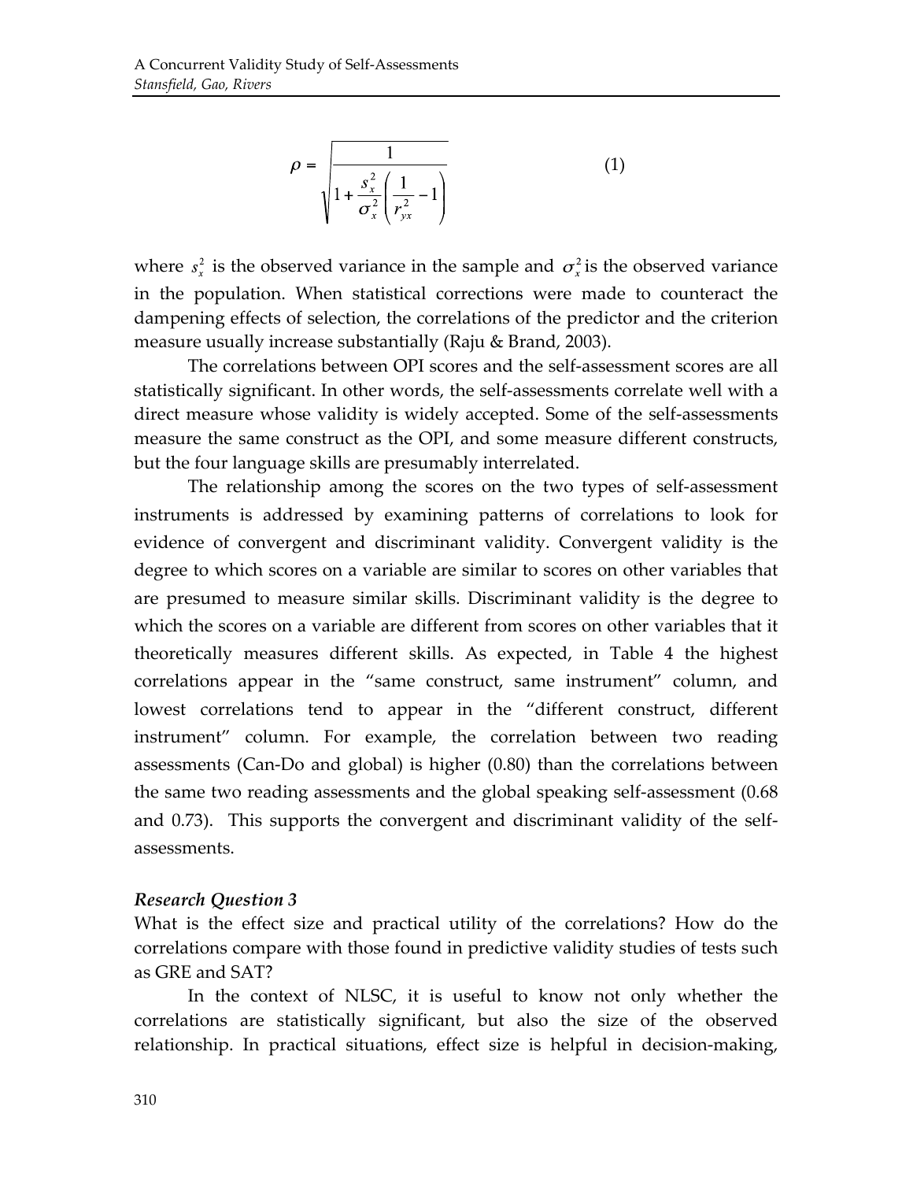$$\rho = \sqrt{\frac{1}{1 + \frac{s_x^2}{\sigma_x^2}\left(\frac{1}{r_{yx}^2} - 1\right)}} \tag{1}$$

where $s_x^2$ is the observed variance in the sample and $\sigma_x^2$ is the observed variance in the population. When statistical corrections were made to counteract the dampening effects of selection, the correlations of the predictor and the criterion measure usually increase substantially (Raju & Brand, 2003).

The correlations between OPI scores and the self-assessment scores are all statistically significant. In other words, the self-assessments correlate well with a direct measure whose validity is widely accepted. Some of the self-assessments measure the same construct as the OPI, and some measure different constructs, but the four language skills are presumably interrelated.

The relationship among the scores on the two types of self-assessment instruments is addressed by examining patterns of correlations to look for evidence of convergent and discriminant validity. Convergent validity is the degree to which scores on a variable are similar to scores on other variables that are presumed to measure similar skills. Discriminant validity is the degree to which the scores on a variable are different from scores on other variables that it theoretically measures different skills. As expected, in Table 4 the highest correlations appear in the "same construct, same instrument" column, and lowest correlations tend to appear in the "different construct, different instrument" column. For example, the correlation between two reading assessments (Can-Do and global) is higher (0.80) than the correlations between the same two reading assessments and the global speaking self-assessment (0.68 and 0.73). This supports the convergent and discriminant validity of the self-assessments.

### *Research Question 3*

What is the effect size and practical utility of the correlations? How do the correlations compare with those found in predictive validity studies of tests such as GRE and SAT?

In the context of NLSC, it is useful to know not only whether the correlations are statistically significant, but also the size of the observed relationship. In practical situations, effect size is helpful in decision-making,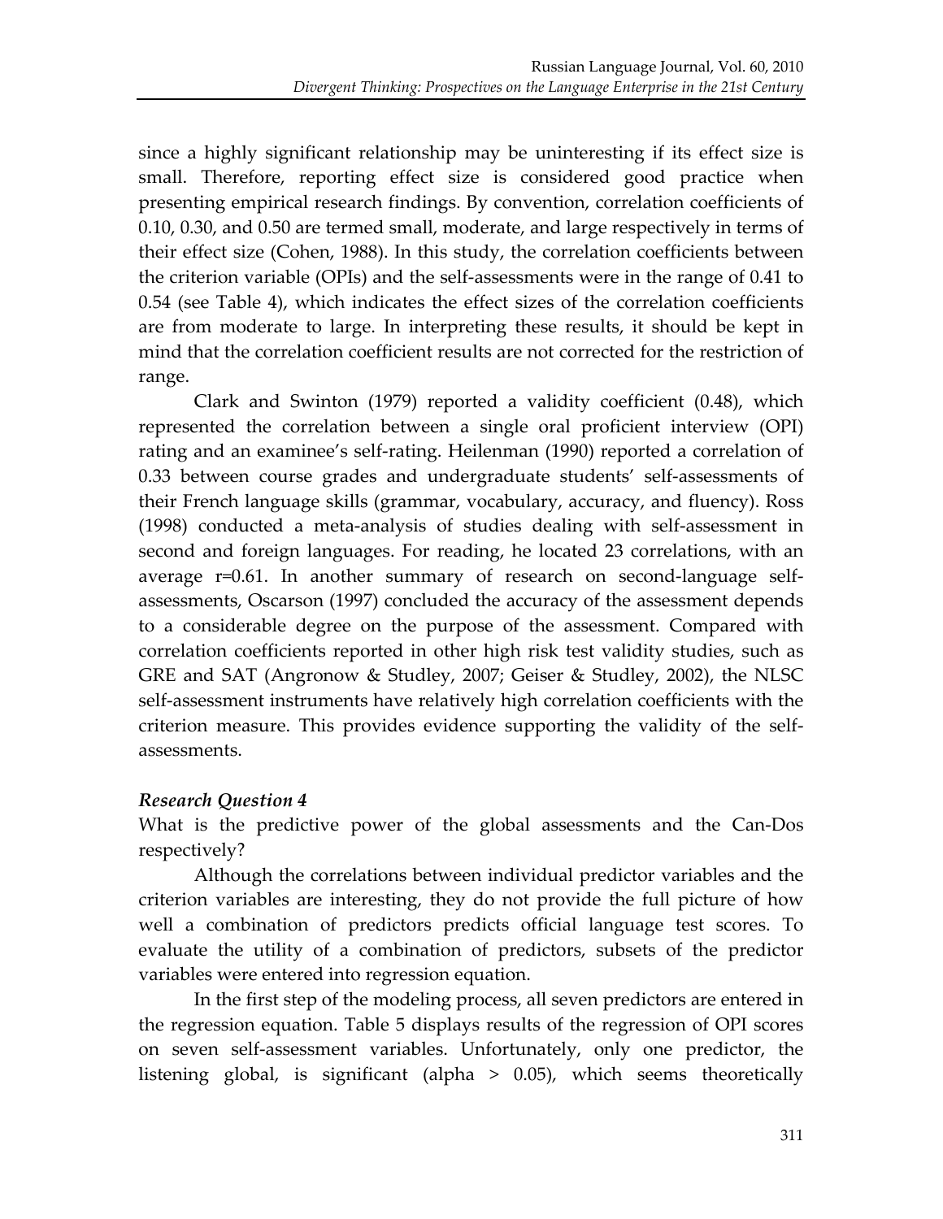since a highly significant relationship may be uninteresting if its effect size is small. Therefore, reporting effect size is considered good practice when presenting empirical research findings. By convention, correlation coefficients of 0.10, 0.30, and 0.50 are termed small, moderate, and large respectively in terms of their effect size (Cohen, 1988). In this study, the correlation coefficients between the criterion variable (OPIs) and the self-assessments were in the range of 0.41 to 0.54 (see Table 4), which indicates the effect sizes of the correlation coefficients are from moderate to large. In interpreting these results, it should be kept in mind that the correlation coefficient results are not corrected for the restriction of range.

Clark and Swinton (1979) reported a validity coefficient (0.48), which represented the correlation between a single oral proficient interview (OPI) rating and an examinee's self-rating. Heilenman (1990) reported a correlation of 0.33 between course grades and undergraduate students' self-assessments of their French language skills (grammar, vocabulary, accuracy, and fluency). Ross (1998) conducted a meta-analysis of studies dealing with self-assessment in second and foreign languages. For reading, he located 23 correlations, with an average r=0.61. In another summary of research on second-language self-assessments, Oscarson (1997) concluded the accuracy of the assessment depends to a considerable degree on the purpose of the assessment. Compared with correlation coefficients reported in other high risk test validity studies, such as GRE and SAT (Angronow & Studley, 2007; Geiser & Studley, 2002), the NLSC self-assessment instruments have relatively high correlation coefficients with the criterion measure. This provides evidence supporting the validity of the self-assessments.

***Research Question 4***

What is the predictive power of the global assessments and the Can-Dos respectively?

Although the correlations between individual predictor variables and the criterion variables are interesting, they do not provide the full picture of how well a combination of predictors predicts official language test scores. To evaluate the utility of a combination of predictors, subsets of the predictor variables were entered into regression equation.

In the first step of the modeling process, all seven predictors are entered in the regression equation. Table 5 displays results of the regression of OPI scores on seven self-assessment variables. Unfortunately, only one predictor, the listening global, is significant (alpha > 0.05), which seems theoretically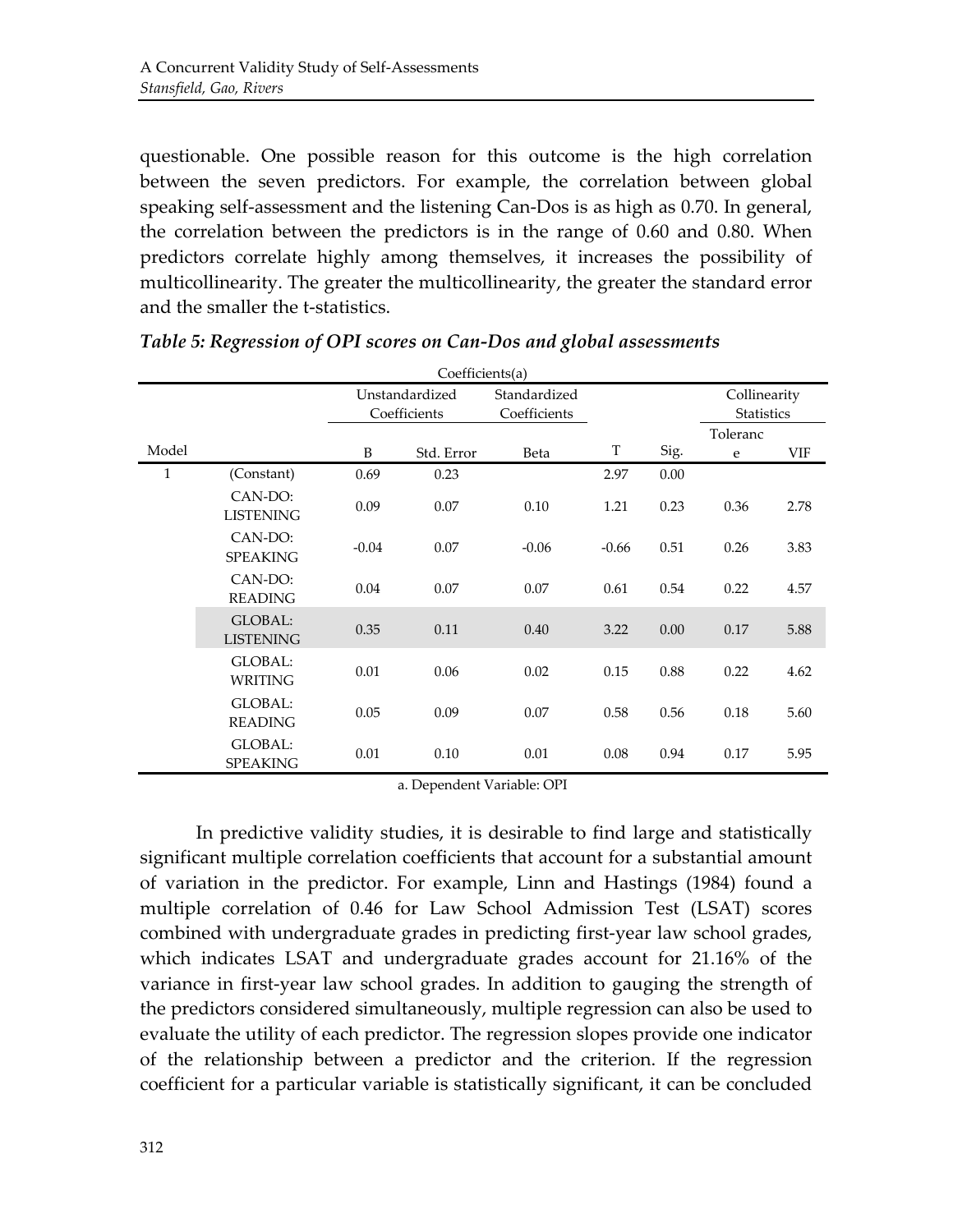questionable. One possible reason for this outcome is the high correlation between the seven predictors. For example, the correlation between global speaking self-assessment and the listening Can-Dos is as high as 0.70. In general, the correlation between the predictors is in the range of 0.60 and 0.80. When predictors correlate highly among themselves, it increases the possibility of multicollinearity. The greater the multicollinearity, the greater the standard error and the smaller the t-statistics.

***Table 5: Regression of OPI scores on Can-Dos and global assessments***

Coefficients(a)

| Model | | Unstandardized Coefficients | | Standardized Coefficients | T | Sig. | Collinearity Statistics | |
|---|---|---|---|---|---|---|---|---|
| | | B | Std. Error | Beta | | | Tolerance | VIF |
| 1 | (Constant) | 0.69 | 0.23 | | 2.97 | 0.00 | | |
| | CAN-DO: LISTENING | 0.09 | 0.07 | 0.10 | 1.21 | 0.23 | 0.36 | 2.78 |
| | CAN-DO: SPEAKING | -0.04 | 0.07 | -0.06 | -0.66 | 0.51 | 0.26 | 3.83 |
| | CAN-DO: READING | 0.04 | 0.07 | 0.07 | 0.61 | 0.54 | 0.22 | 4.57 |
| | GLOBAL: LISTENING | 0.35 | 0.11 | 0.40 | 3.22 | 0.00 | 0.17 | 5.88 |
| | GLOBAL: WRITING | 0.01 | 0.06 | 0.02 | 0.15 | 0.88 | 0.22 | 4.62 |
| | GLOBAL: READING | 0.05 | 0.09 | 0.07 | 0.58 | 0.56 | 0.18 | 5.60 |
| | GLOBAL: SPEAKING | 0.01 | 0.10 | 0.01 | 0.08 | 0.94 | 0.17 | 5.95 |

a. Dependent Variable: OPI

In predictive validity studies, it is desirable to find large and statistically significant multiple correlation coefficients that account for a substantial amount of variation in the predictor. For example, Linn and Hastings (1984) found a multiple correlation of 0.46 for Law School Admission Test (LSAT) scores combined with undergraduate grades in predicting first-year law school grades, which indicates LSAT and undergraduate grades account for 21.16% of the variance in first-year law school grades. In addition to gauging the strength of the predictors considered simultaneously, multiple regression can also be used to evaluate the utility of each predictor. The regression slopes provide one indicator of the relationship between a predictor and the criterion. If the regression coefficient for a particular variable is statistically significant, it can be concluded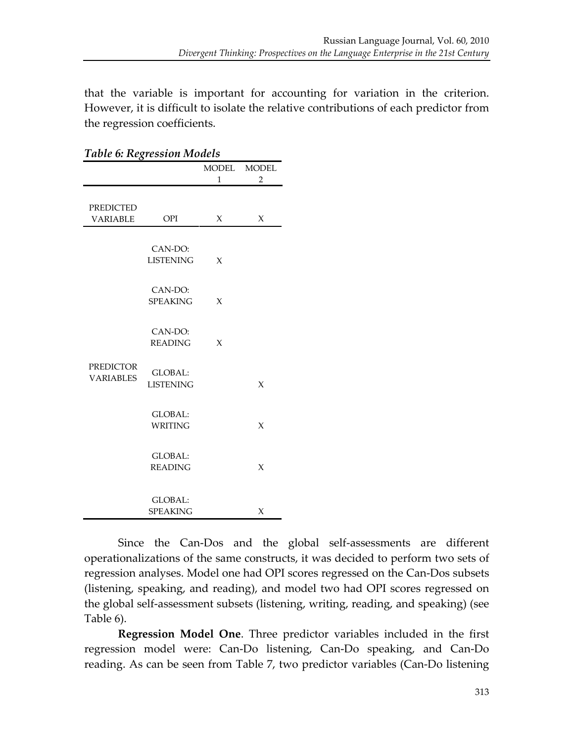that the variable is important for accounting for variation in the criterion. However, it is difficult to isolate the relative contributions of each predictor from the regression coefficients.

***Table 6: Regression Models***

| | | MODEL 1 | MODEL 2 |
|---|---|---|---|
| PREDICTED VARIABLE | OPI | X | X |
| PREDICTOR VARIABLES | CAN-DO: LISTENING | X | |
| | CAN-DO: SPEAKING | X | |
| | CAN-DO: READING | X | |
| | GLOBAL: LISTENING | | X |
| | GLOBAL: WRITING | | X |
| | GLOBAL: READING | | X |
| | GLOBAL: SPEAKING | | X |

Since the Can-Dos and the global self-assessments are different operationalizations of the same constructs, it was decided to perform two sets of regression analyses. Model one had OPI scores regressed on the Can-Dos subsets (listening, speaking, and reading), and model two had OPI scores regressed on the global self-assessment subsets (listening, writing, reading, and speaking) (see Table 6).

**Regression Model One**. Three predictor variables included in the first regression model were: Can-Do listening, Can-Do speaking, and Can-Do reading. As can be seen from Table 7, two predictor variables (Can-Do listening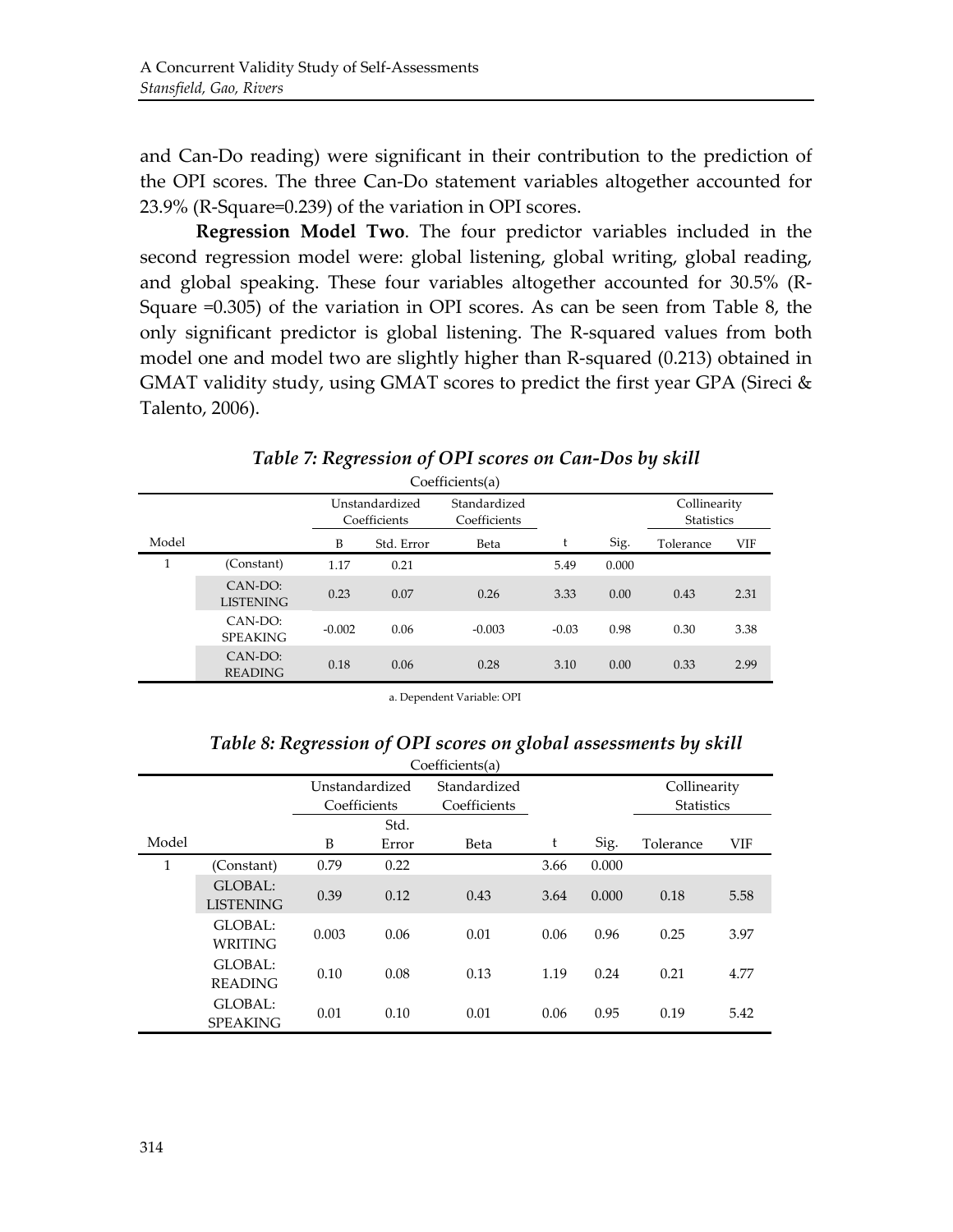and Can-Do reading) were significant in their contribution to the prediction of the OPI scores. The three Can-Do statement variables altogether accounted for 23.9% (R-Square=0.239) of the variation in OPI scores.

**Regression Model Two**. The four predictor variables included in the second regression model were: global listening, global writing, global reading, and global speaking. These four variables altogether accounted for 30.5% (R-Square =0.305) of the variation in OPI scores. As can be seen from Table 8, the only significant predictor is global listening. The R-squared values from both model one and model two are slightly higher than R-squared (0.213) obtained in GMAT validity study, using GMAT scores to predict the first year GPA (Sireci & Talento, 2006).

***Table 7: Regression of OPI scores on Can-Dos by skill***

Coefficients(a)

| Model | | Unstandardized Coefficients | | Standardized Coefficients | | | Collinearity Statistics | |
|---|---|---|---|---|---|---|---|---|
| | | B | Std. Error | Beta | t | Sig. | Tolerance | VIF |
| 1 | (Constant) | 1.17 | 0.21 | | 5.49 | 0.000 | | |
| | CAN-DO: LISTENING | 0.23 | 0.07 | 0.26 | 3.33 | 0.00 | 0.43 | 2.31 |
| | CAN-DO: SPEAKING | -0.002 | 0.06 | -0.003 | -0.03 | 0.98 | 0.30 | 3.38 |
| | CAN-DO: READING | 0.18 | 0.06 | 0.28 | 3.10 | 0.00 | 0.33 | 2.99 |

a. Dependent Variable: OPI

***Table 8: Regression of OPI scores on global assessments by skill***

Coefficients(a)

| Model | | Unstandardized Coefficients | | Standardized Coefficients | | | Collinearity Statistics | |
|---|---|---|---|---|---|---|---|---|
| | | B | Std. Error | Beta | t | Sig. | Tolerance | VIF |
| 1 | (Constant) | 0.79 | 0.22 | | 3.66 | 0.000 | | |
| | GLOBAL: LISTENING | 0.39 | 0.12 | 0.43 | 3.64 | 0.000 | 0.18 | 5.58 |
| | GLOBAL: WRITING | 0.003 | 0.06 | 0.01 | 0.06 | 0.96 | 0.25 | 3.97 |
| | GLOBAL: READING | 0.10 | 0.08 | 0.13 | 1.19 | 0.24 | 0.21 | 4.77 |
| | GLOBAL: SPEAKING | 0.01 | 0.10 | 0.01 | 0.06 | 0.95 | 0.19 | 5.42 |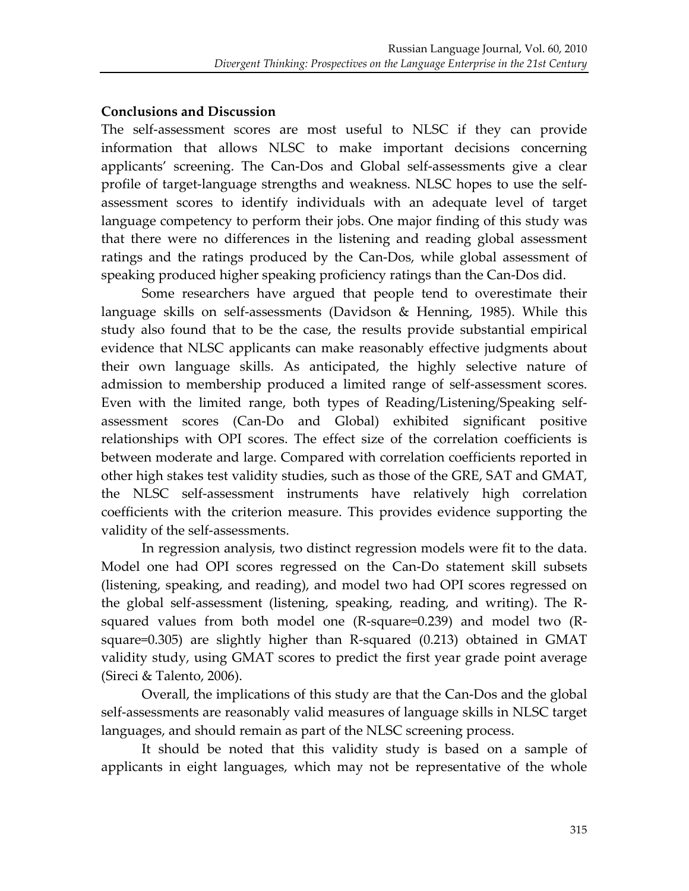**Conclusions and Discussion**

The self-assessment scores are most useful to NLSC if they can provide information that allows NLSC to make important decisions concerning applicants' screening. The Can-Dos and Global self-assessments give a clear profile of target-language strengths and weakness. NLSC hopes to use the self-assessment scores to identify individuals with an adequate level of target language competency to perform their jobs. One major finding of this study was that there were no differences in the listening and reading global assessment ratings and the ratings produced by the Can-Dos, while global assessment of speaking produced higher speaking proficiency ratings than the Can-Dos did.

Some researchers have argued that people tend to overestimate their language skills on self-assessments (Davidson & Henning, 1985). While this study also found that to be the case, the results provide substantial empirical evidence that NLSC applicants can make reasonably effective judgments about their own language skills. As anticipated, the highly selective nature of admission to membership produced a limited range of self-assessment scores. Even with the limited range, both types of Reading/Listening/Speaking self-assessment scores (Can-Do and Global) exhibited significant positive relationships with OPI scores. The effect size of the correlation coefficients is between moderate and large. Compared with correlation coefficients reported in other high stakes test validity studies, such as those of the GRE, SAT and GMAT, the NLSC self-assessment instruments have relatively high correlation coefficients with the criterion measure. This provides evidence supporting the validity of the self-assessments.

In regression analysis, two distinct regression models were fit to the data. Model one had OPI scores regressed on the Can-Do statement skill subsets (listening, speaking, and reading), and model two had OPI scores regressed on the global self-assessment (listening, speaking, reading, and writing). The R-squared values from both model one (R-square=0.239) and model two (R-square=0.305) are slightly higher than R-squared (0.213) obtained in GMAT validity study, using GMAT scores to predict the first year grade point average (Sireci & Talento, 2006).

Overall, the implications of this study are that the Can-Dos and the global self-assessments are reasonably valid measures of language skills in NLSC target languages, and should remain as part of the NLSC screening process.

It should be noted that this validity study is based on a sample of applicants in eight languages, which may not be representative of the whole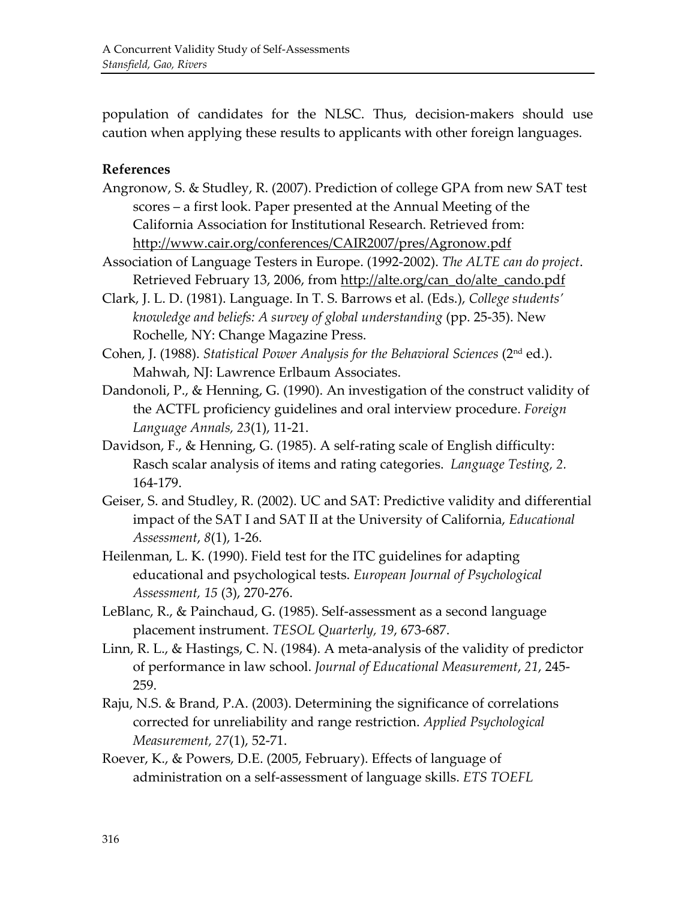population of candidates for the NLSC. Thus, decision-makers should use caution when applying these results to applicants with other foreign languages.

**References**

Angronow, S. & Studley, R. (2007). Prediction of college GPA from new SAT test scores – a first look. Paper presented at the Annual Meeting of the California Association for Institutional Research. Retrieved from: http://www.cair.org/conferences/CAIR2007/pres/Agronow.pdf

Association of Language Testers in Europe. (1992-2002). *The ALTE can do project*. Retrieved February 13, 2006, from http://alte.org/can_do/alte_cando.pdf

Clark, J. L. D. (1981). Language. In T. S. Barrows et al. (Eds.), *College students' knowledge and beliefs: A survey of global understanding* (pp. 25-35). New Rochelle, NY: Change Magazine Press.

Cohen, J. (1988). *Statistical Power Analysis for the Behavioral Sciences* (2nd ed.). Mahwah, NJ: Lawrence Erlbaum Associates.

Dandonoli, P., & Henning, G. (1990). An investigation of the construct validity of the ACTFL proficiency guidelines and oral interview procedure. *Foreign Language Annals, 23*(1), 11-21.

Davidson, F., & Henning, G. (1985). A self-rating scale of English difficulty: Rasch scalar analysis of items and rating categories. *Language Testing, 2*. 164-179.

Geiser, S. and Studley, R. (2002). UC and SAT: Predictive validity and differential impact of the SAT I and SAT II at the University of California, *Educational Assessment*, *8*(1), 1-26.

Heilenman, L. K. (1990). Field test for the ITC guidelines for adapting educational and psychological tests. *European Journal of Psychological Assessment, 15* (3), 270-276.

LeBlanc, R., & Painchaud, G. (1985). Self-assessment as a second language placement instrument. *TESOL Quarterly, 19*, 673-687.

Linn, R. L., & Hastings, C. N. (1984). A meta-analysis of the validity of predictor of performance in law school. *Journal of Educational Measurement*, *21*, 245-259.

Raju, N.S. & Brand, P.A. (2003). Determining the significance of correlations corrected for unreliability and range restriction. *Applied Psychological Measurement, 27*(1), 52-71.

Roever, K., & Powers, D.E. (2005, February). Effects of language of administration on a self-assessment of language skills. *ETS TOEFL*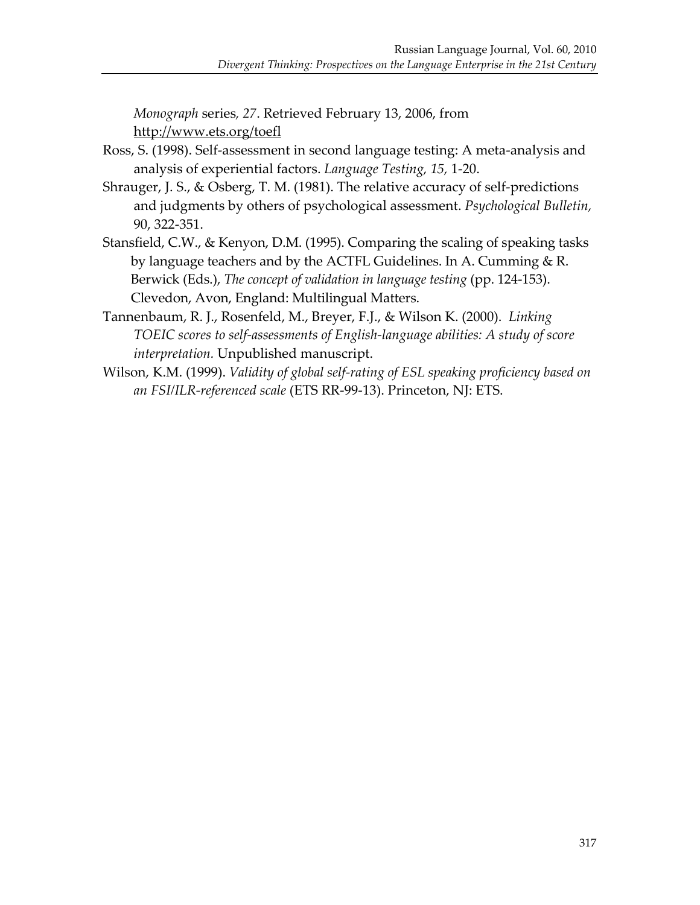*Monograph* series*, 27*. Retrieved February 13, 2006, from http://www.ets.org/toefl

Ross, S. (1998). Self-assessment in second language testing: A meta-analysis and analysis of experiential factors. *Language Testing, 15,* 1-20.

Shrauger, J. S., & Osberg, T. M. (1981). The relative accuracy of self-predictions and judgments by others of psychological assessment. *Psychological Bulletin,* 90, 322-351.

Stansfield, C.W., & Kenyon, D.M. (1995). Comparing the scaling of speaking tasks by language teachers and by the ACTFL Guidelines. In A. Cumming & R. Berwick (Eds.), *The concept of validation in language testing* (pp. 124-153). Clevedon, Avon, England: Multilingual Matters.

Tannenbaum, R. J., Rosenfeld, M., Breyer, F.J., & Wilson K. (2000). *Linking TOEIC scores to self-assessments of English-language abilities: A study of score interpretation.* Unpublished manuscript.

Wilson, K.M. (1999). *Validity of global self-rating of ESL speaking proficiency based on an FSI/ILR-referenced scale* (ETS RR-99-13). Princeton, NJ: ETS.